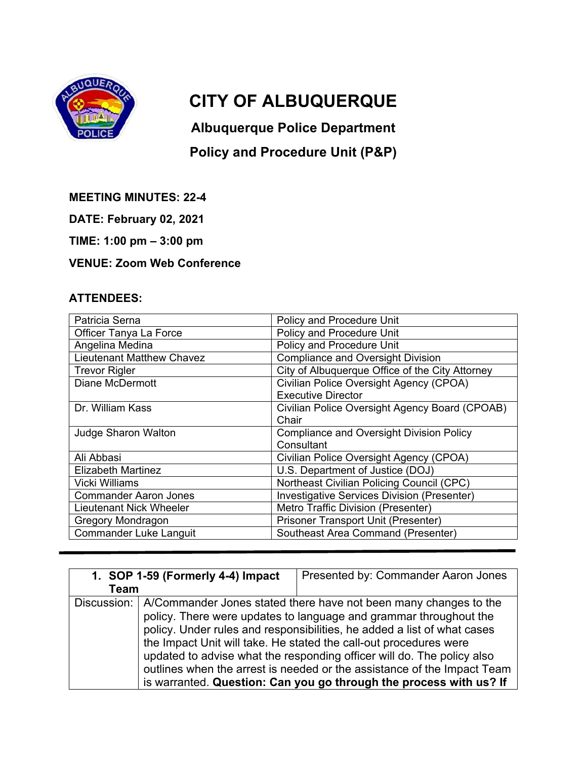# CITY OF ALBUQUERQUE

## Albuquerque Police Department

## Policy and Procedure Unit (P&P)

**MEETING MINUTES: 22-4**

**DATE: February 02, 2021**

**TIME: 1:00 pm – 3:00 pm**

**VENUE: Zoom Web Conference**

**ATTENDEES:**

| | |
|---|---|
| Patricia Serna | Policy and Procedure Unit |
| Officer Tanya La Force | Policy and Procedure Unit |
| Angelina Medina | Policy and Procedure Unit |
| Lieutenant Matthew Chavez | Compliance and Oversight Division |
| Trevor Rigler | City of Albuquerque Office of the City Attorney |
| Diane McDermott | Civilian Police Oversight Agency (CPOA) Executive Director |
| Dr. William Kass | Civilian Police Oversight Agency Board (CPOAB) Chair |
| Judge Sharon Walton | Compliance and Oversight Division Policy Consultant |
| Ali Abbasi | Civilian Police Oversight Agency (CPOA) |
| Elizabeth Martinez | U.S. Department of Justice (DOJ) |
| Vicki Williams | Northeast Civilian Policing Council (CPC) |
| Commander Aaron Jones | Investigative Services Division (Presenter) |
| Lieutenant Nick Wheeler | Metro Traffic Division (Presenter) |
| Gregory Mondragon | Prisoner Transport Unit (Presenter) |
| Commander Luke Languit | Southeast Area Command (Presenter) |

---

| **1. SOP 1-59 (Formerly 4-4) Impact Team** | Presented by: Commander Aaron Jones |
|---|---|
| Discussion: | A/Commander Jones stated there have not been many changes to the policy. There were updates to language and grammar throughout the policy. Under rules and responsibilities, he added a list of what cases the Impact Unit will take. He stated the call-out procedures were updated to advise what the responding officer will do. The policy also outlines when the arrest is needed or the assistance of the Impact Team is warranted. **Question: Can you go through the process with us? If** |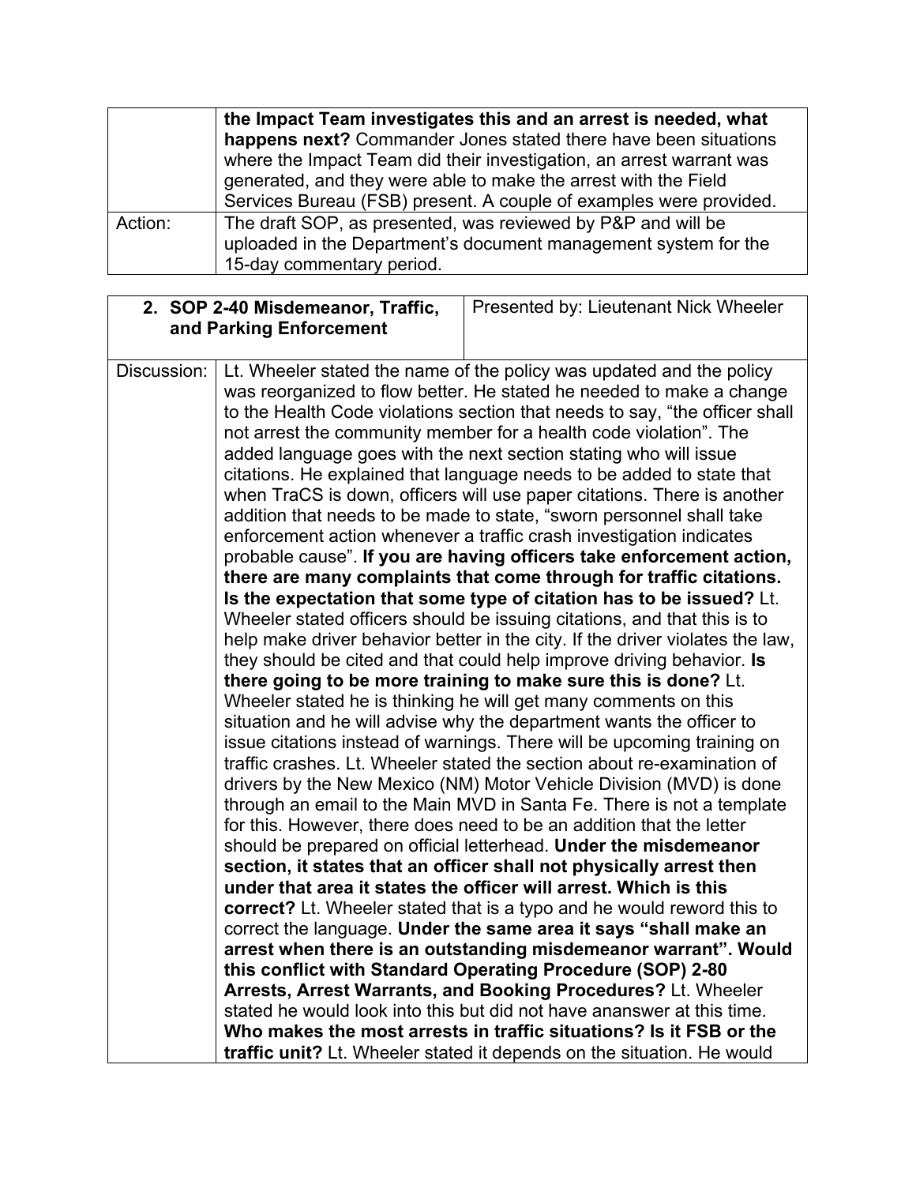|  |  |
| --- | --- |
|  | **the Impact Team investigates this and an arrest is needed, what happens next?** Commander Jones stated there have been situations where the Impact Team did their investigation, an arrest warrant was generated, and they were able to make the arrest with the Field Services Bureau (FSB) present. A couple of examples were provided. |
| Action: | The draft SOP, as presented, was reviewed by P&P and will be uploaded in the Department's document management system for the 15-day commentary period. |

| **2. SOP 2-40 Misdemeanor, Traffic, and Parking Enforcement** | Presented by: Lieutenant Nick Wheeler |
| --- | --- |
| Discussion: | Lt. Wheeler stated the name of the policy was updated and the policy was reorganized to flow better. He stated he needed to make a change to the Health Code violations section that needs to say, "the officer shall not arrest the community member for a health code violation". The added language goes with the next section stating who will issue citations. He explained that language needs to be added to state that when TraCS is down, officers will use paper citations. There is another addition that needs to be made to state, "sworn personnel shall take enforcement action whenever a traffic crash investigation indicates probable cause". **If you are having officers take enforcement action, there are many complaints that come through for traffic citations. Is the expectation that some type of citation has to be issued?** Lt. Wheeler stated officers should be issuing citations, and that this is to help make driver behavior better in the city. If the driver violates the law, they should be cited and that could help improve driving behavior. **Is there going to be more training to make sure this is done?** Lt. Wheeler stated he is thinking he will get many comments on this situation and he will advise why the department wants the officer to issue citations instead of warnings. There will be upcoming training on traffic crashes. Lt. Wheeler stated the section about re-examination of drivers by the New Mexico (NM) Motor Vehicle Division (MVD) is done through an email to the Main MVD in Santa Fe. There is not a template for this. However, there does need to be an addition that the letter should be prepared on official letterhead. **Under the misdemeanor section, it states that an officer shall not physically arrest then under that area it states the officer will arrest. Which is this correct?** Lt. Wheeler stated that is a typo and he would reword this to correct the language. **Under the same area it says "shall make an arrest when there is an outstanding misdemeanor warrant". Would this conflict with Standard Operating Procedure (SOP) 2-80 Arrests, Arrest Warrants, and Booking Procedures?** Lt. Wheeler stated he would look into this but did not have ananswer at this time. **Who makes the most arrests in traffic situations? Is it FSB or the traffic unit?** Lt. Wheeler stated it depends on the situation. He would |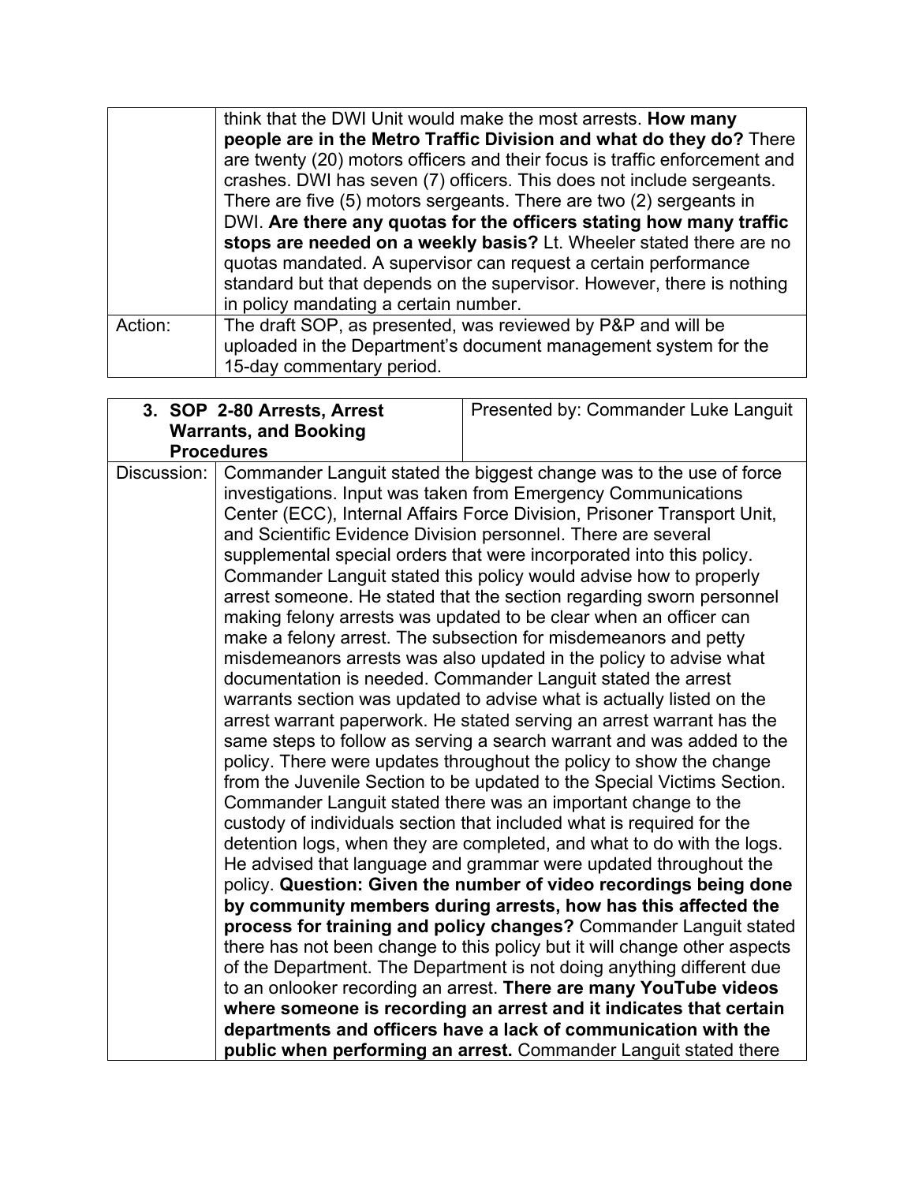| | |
|---|---|
| | think that the DWI Unit would make the most arrests. **How many people are in the Metro Traffic Division and what do they do?** There are twenty (20) motors officers and their focus is traffic enforcement and crashes. DWI has seven (7) officers. This does not include sergeants. There are five (5) motors sergeants. There are two (2) sergeants in DWI. **Are there any quotas for the officers stating how many traffic stops are needed on a weekly basis?** Lt. Wheeler stated there are no quotas mandated. A supervisor can request a certain performance standard but that depends on the supervisor. However, there is nothing in policy mandating a certain number. |
| Action: | The draft SOP, as presented, was reviewed by P&P and will be uploaded in the Department's document management system for the 15-day commentary period. |

| **3. SOP 2-80 Arrests, Arrest Warrants, and Booking Procedures** | Presented by: Commander Luke Languit |
|---|---|
| Discussion: | Commander Languit stated the biggest change was to the use of force investigations. Input was taken from Emergency Communications Center (ECC), Internal Affairs Force Division, Prisoner Transport Unit, and Scientific Evidence Division personnel. There are several supplemental special orders that were incorporated into this policy. Commander Languit stated this policy would advise how to properly arrest someone. He stated that the section regarding sworn personnel making felony arrests was updated to be clear when an officer can make a felony arrest. The subsection for misdemeanors and petty misdemeanors arrests was also updated in the policy to advise what documentation is needed. Commander Languit stated the arrest warrants section was updated to advise what is actually listed on the arrest warrant paperwork. He stated serving an arrest warrant has the same steps to follow as serving a search warrant and was added to the policy. There were updates throughout the policy to show the change from the Juvenile Section to be updated to the Special Victims Section. Commander Languit stated there was an important change to the custody of individuals section that included what is required for the detention logs, when they are completed, and what to do with the logs. He advised that language and grammar were updated throughout the policy. **Question: Given the number of video recordings being done by community members during arrests, how has this affected the process for training and policy changes?** Commander Languit stated there has not been change to this policy but it will change other aspects of the Department. The Department is not doing anything different due to an onlooker recording an arrest. **There are many YouTube videos where someone is recording an arrest and it indicates that certain departments and officers have a lack of communication with the public when performing an arrest.** Commander Languit stated there |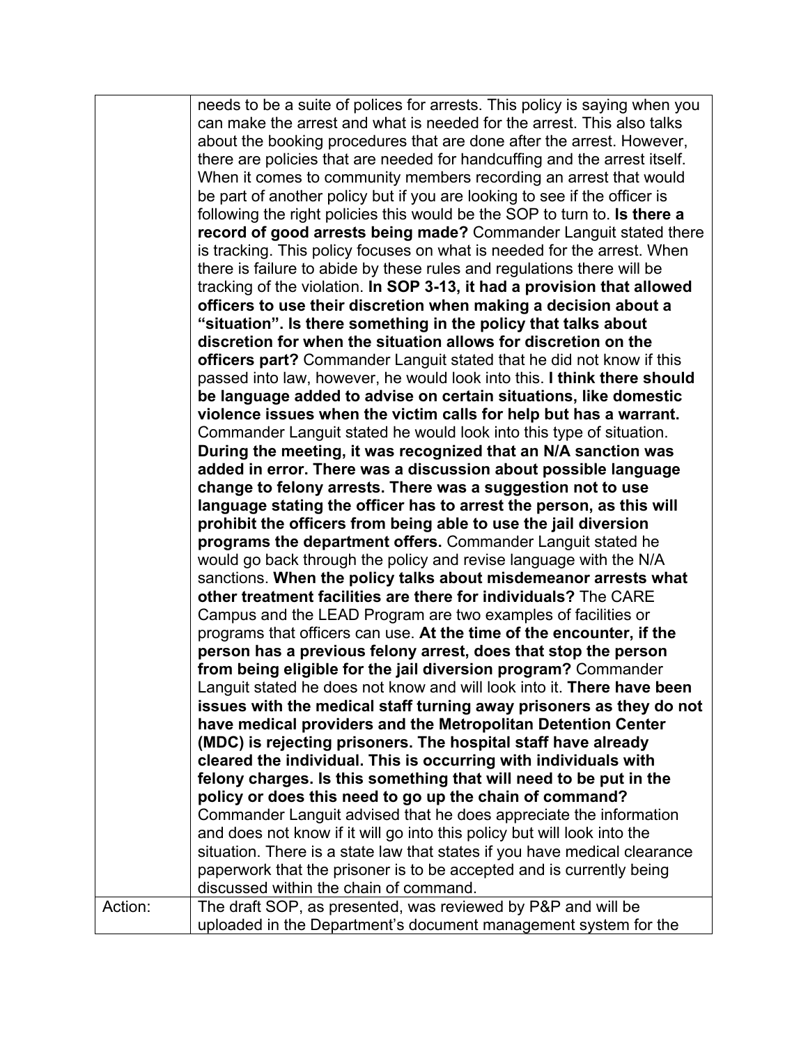| | |
|---|---|
| | needs to be a suite of polices for arrests. This policy is saying when you can make the arrest and what is needed for the arrest. This also talks about the booking procedures that are done after the arrest. However, there are policies that are needed for handcuffing and the arrest itself. When it comes to community members recording an arrest that would be part of another policy but if you are looking to see if the officer is following the right policies this would be the SOP to turn to. **Is there a record of good arrests being made?** Commander Languit stated there is tracking. This policy focuses on what is needed for the arrest. When there is failure to abide by these rules and regulations there will be tracking of the violation. **In SOP 3-13, it had a provision that allowed officers to use their discretion when making a decision about a "situation". Is there something in the policy that talks about discretion for when the situation allows for discretion on the officers part?** Commander Languit stated that he did not know if this passed into law, however, he would look into this. **I think there should be language added to advise on certain situations, like domestic violence issues when the victim calls for help but has a warrant.** Commander Languit stated he would look into this type of situation. **During the meeting, it was recognized that an N/A sanction was added in error. There was a discussion about possible language change to felony arrests. There was a suggestion not to use language stating the officer has to arrest the person, as this will prohibit the officers from being able to use the jail diversion programs the department offers.** Commander Languit stated he would go back through the policy and revise language with the N/A sanctions. **When the policy talks about misdemeanor arrests what other treatment facilities are there for individuals?** The CARE Campus and the LEAD Program are two examples of facilities or programs that officers can use. **At the time of the encounter, if the person has a previous felony arrest, does that stop the person from being eligible for the jail diversion program?** Commander Languit stated he does not know and will look into it. **There have been issues with the medical staff turning away prisoners as they do not have medical providers and the Metropolitan Detention Center (MDC) is rejecting prisoners. The hospital staff have already cleared the individual. This is occurring with individuals with felony charges. Is this something that will need to be put in the policy or does this need to go up the chain of command?** Commander Languit advised that he does appreciate the information and does not know if it will go into this policy but will look into the situation. There is a state law that states if you have medical clearance paperwork that the prisoner is to be accepted and is currently being discussed within the chain of command. |
| Action: | The draft SOP, as presented, was reviewed by P&P and will be uploaded in the Department's document management system for the |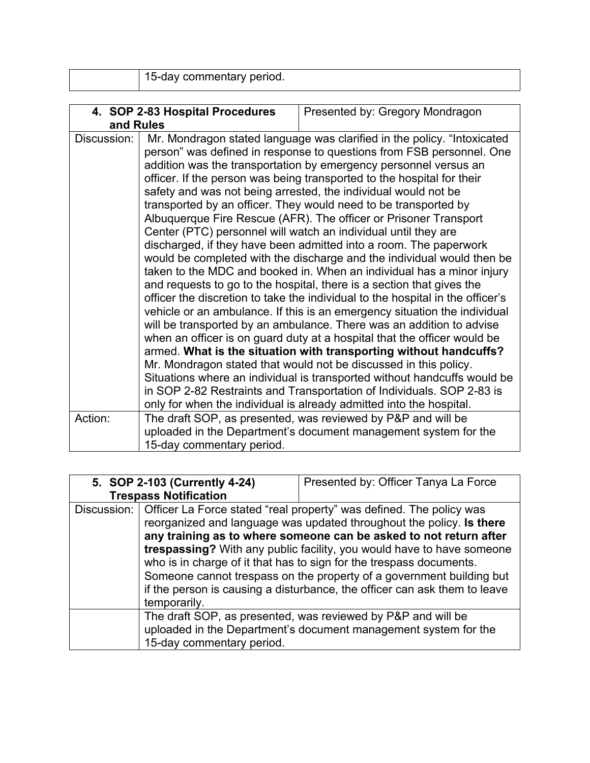| | 15-day commentary period. |
|---|---|

| **4. SOP 2-83 Hospital Procedures and Rules** | Presented by: Gregory Mondragon |
|---|---|
| Discussion: | Mr. Mondragon stated language was clarified in the policy. "Intoxicated person" was defined in response to questions from FSB personnel. One addition was the transportation by emergency personnel versus an officer. If the person was being transported to the hospital for their safety and was not being arrested, the individual would not be transported by an officer. They would need to be transported by Albuquerque Fire Rescue (AFR). The officer or Prisoner Transport Center (PTC) personnel will watch an individual until they are discharged, if they have been admitted into a room. The paperwork would be completed with the discharge and the individual would then be taken to the MDC and booked in. When an individual has a minor injury and requests to go to the hospital, there is a section that gives the officer the discretion to take the individual to the hospital in the officer's vehicle or an ambulance. If this is an emergency situation the individual will be transported by an ambulance. There was an addition to advise when an officer is on guard duty at a hospital that the officer would be armed. **What is the situation with transporting without handcuffs?** Mr. Mondragon stated that would not be discussed in this policy. Situations where an individual is transported without handcuffs would be in SOP 2-82 Restraints and Transportation of Individuals. SOP 2-83 is only for when the individual is already admitted into the hospital. |
| Action: | The draft SOP, as presented, was reviewed by P&P and will be uploaded in the Department's document management system for the 15-day commentary period. |

| **5. SOP 2-103 (Currently 4-24) Trespass Notification** | Presented by: Officer Tanya La Force |
|---|---|
| Discussion: | Officer La Force stated "real property" was defined. The policy was reorganized and language was updated throughout the policy. **Is there any training as to where someone can be asked to not return after trespassing?** With any public facility, you would have to have someone who is in charge of it that has to sign for the trespass documents. Someone cannot trespass on the property of a government building but if the person is causing a disturbance, the officer can ask them to leave temporarily. |
| | The draft SOP, as presented, was reviewed by P&P and will be uploaded in the Department's document management system for the 15-day commentary period. |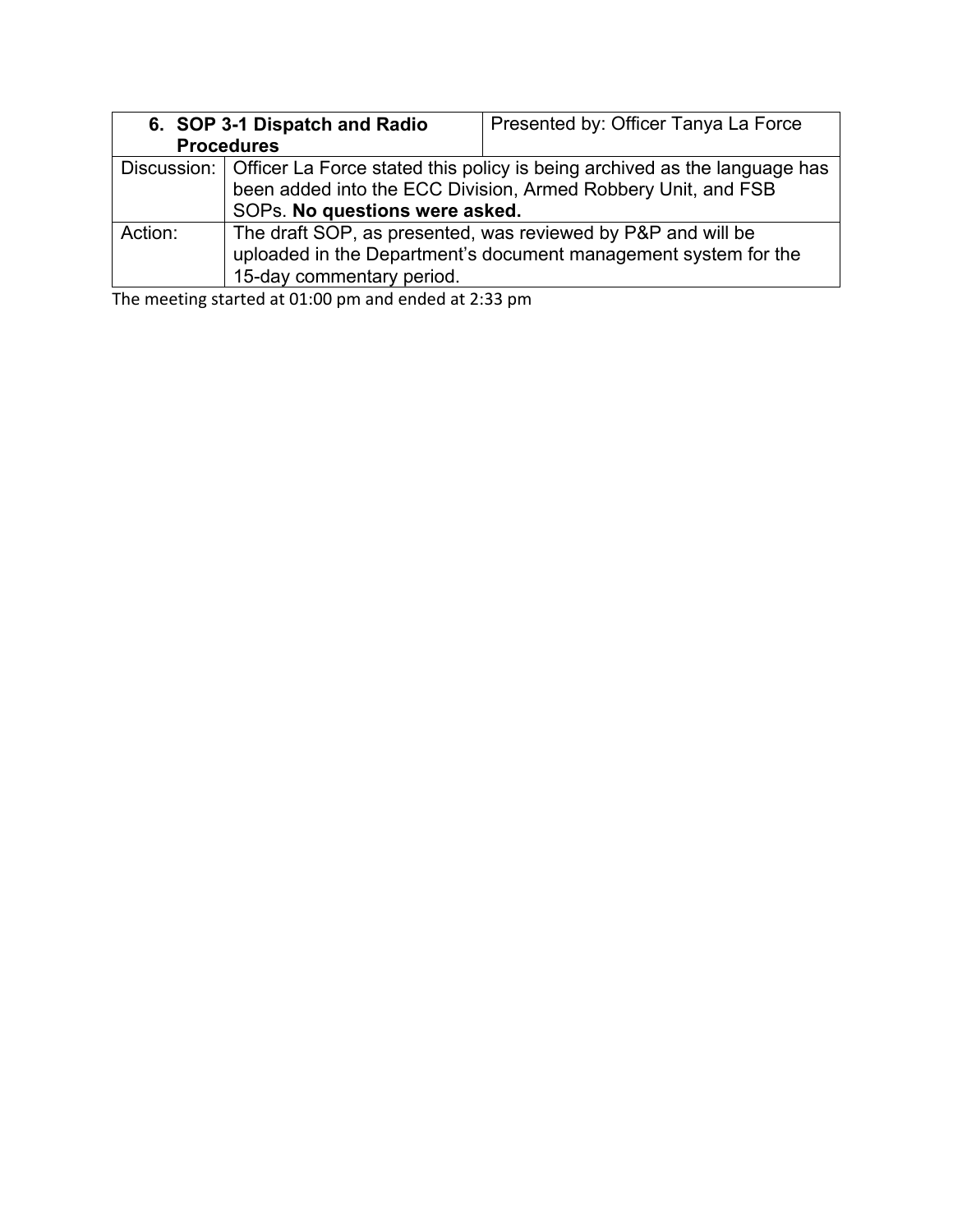| 6. **SOP 3-1 Dispatch and Radio Procedures** | | Presented by: Officer Tanya La Force |
|---|---|---|
| Discussion: | Officer La Force stated this policy is being archived as the language has been added into the ECC Division, Armed Robbery Unit, and FSB SOPs. **No questions were asked.** | |
| Action: | The draft SOP, as presented, was reviewed by P&P and will be uploaded in the Department's document management system for the 15-day commentary period. | |

The meeting started at 01:00 pm and ended at 2:33 pm